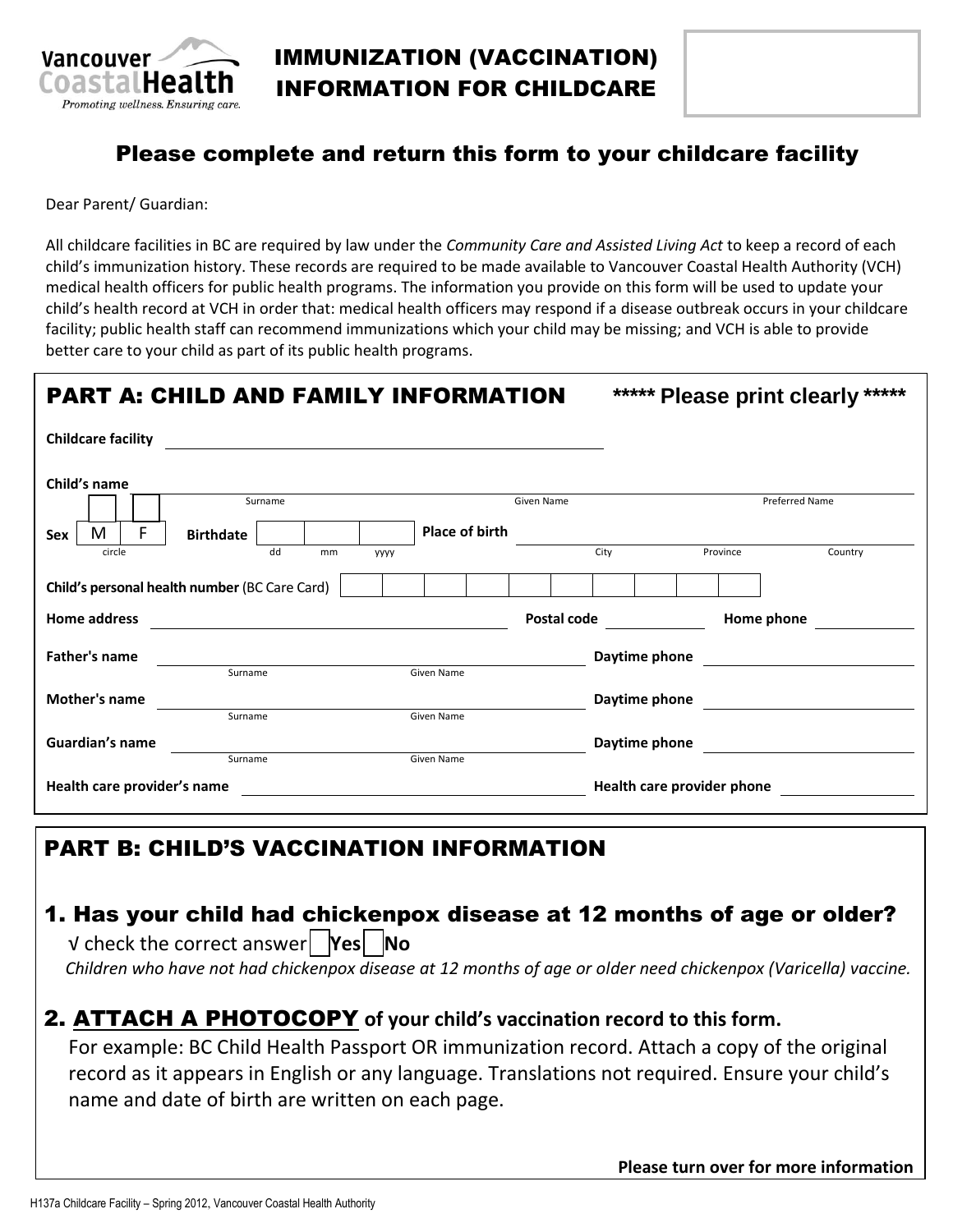Vancouver Coastal Health
*Promoting wellness. Ensuring care.*

# IMMUNIZATION (VACCINATION) INFORMATION FOR CHILDCARE

## Please complete and return this form to your childcare facility

Dear Parent/ Guardian:

All childcare facilities in BC are required by law under the *Community Care and Assisted Living Act* to keep a record of each child's immunization history. These records are required to be made available to Vancouver Coastal Health Authority (VCH) medical health officers for public health programs. The information you provide on this form will be used to update your child's health record at VCH in order that: medical health officers may respond if a disease outbreak occurs in your childcare facility; public health staff can recommend immunizations which your child may be missing; and VCH is able to provide better care to your child as part of its public health programs.

## PART A: CHILD AND FAMILY INFORMATION

**\*\*\*\*\* Please print clearly \*\*\*\*\***

**Childcare facility** ______________________________

**Child's name** ______________________________
Surname — Given Name — Preferred Name

**Sex** M F (circle) **Birthdate** ___ ___ ____ (dd mm yyyy) **Place of birth** ______________________________
City — Province — Country

**Child's personal health number** (BC Care Card) ☐☐☐☐☐☐☐☐☐☐

**Home address** ______________________________ **Postal code** __________ **Home phone** __________

**Father's name** ______________________________ **Daytime phone** __________
Surname — Given Name

**Mother's name** ______________________________ **Daytime phone** __________
Surname — Given Name

**Guardian's name** ______________________________ **Daytime phone** __________
Surname — Given Name

**Health care provider's name** ______________________________ **Health care provider phone** __________

## PART B: CHILD'S VACCINATION INFORMATION

### 1. Has your child had chickenpox disease at 12 months of age or older?

√ check the correct answer ☐ **Yes** ☐ **No**

*Children who have not had chickenpox disease at 12 months of age or older need chickenpox (Varicella) vaccine.*

### 2. ATTACH A PHOTOCOPY of your child's vaccination record to this form.

For example: BC Child Health Passport OR immunization record. Attach a copy of the original record as it appears in English or any language. Translations not required. Ensure your child's name and date of birth are written on each page.

**Please turn over for more information**

H137a Childcare Facility – Spring 2012, Vancouver Coastal Health Authority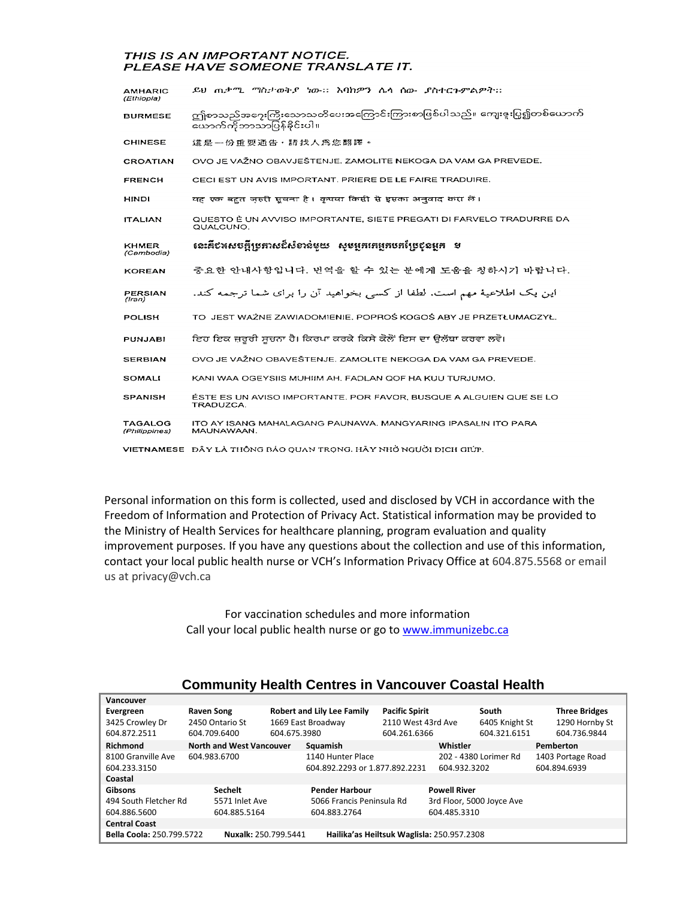***THIS IS AN IMPORTANT NOTICE.***
***PLEASE HAVE SOMEONE TRANSLATE IT.***

| | |
|---|---|
| AMHARIC *(Ethiopia)* | ይህ ጠቃሚ ማስታወቂያ ነው። እባክዎን ሌላ ሰው ያስተርጉምልዎት። |
| BURMESE | ဤစာသည်အရေးကြီးသောသတိပေးအကြောင်းကြားစာဖြစ်ပါသည်။ ကျေးဇူးပြု၍တစ်ယောက်ယောက်ကိုဘာသာပြန်ခိုင်းပါ။ |
| CHINESE | 這是一份重要通告，請找人爲您翻譯。 |
| CROATIAN | OVO JE VAŽNO OBAVJEŠTENJE. ZAMOLITE NEKOGA DA VAM GA PREVEDE. |
| FRENCH | CECI EST UN AVIS IMPORTANT. PRIERE DE LE FAIRE TRADUIRE. |
| HINDI | यह एक बहुत ज़रूरी सूचना है। कृपया किसी से इसका अनुवाद करा लें। |
| ITALIAN | QUESTO È UN AVVISO IMPORTANTE, SIETE PREGATI DI FARVELO TRADURRE DA QUALCUNO. |
| KHMER *(Cambodia)* | នេះគឺជាសេចក្តីប្រកាសដ៏សំខាន់មួយ សូមរួករកអ្នកបកប្រែជូនអ្នក ។ |
| KOREAN | 중요한 안내사항입니다. 번역을 할 수 있는 분에게 도움을 청하시기 바랍니다. |
| PERSIAN *(Iran)* | این یک اطلاعیهٔ مهم است. لطفا از کسی بخواهید آن را برای شما ترجمه کند. |
| POLISH | TO JEST WAŻNE ZAWIADOMIENIE. POPROŚ KOGOŚ ABY JE PRZETŁUMACZYŁ. |
| PUNJABI | ਇਹ ਇਕ ਜ਼ਰੂਰੀ ਸੂਚਨਾ ਹੈ। ਕਿਰਪਾ ਕਰਕੇ ਕਿਸੇ ਕੋਲੋਂ ਇਸ ਦਾ ਉਲੱਥਾ ਕਰਵਾ ਲਵੋ। |
| SERBIAN | OVO JE VAŽNO OBAVEŠTENJE. ZAMOLITE NEKOGA DA VAM GA PREVEDE. |
| SOMALI | KANI WAA OGEYSIIS MUHIIM AH. FADLAN QOF HA KUU TURJUMO. |
| SPANISH | ÉSTE ES UN AVISO IMPORTANTE. POR FAVOR, BUSQUE A ALGUIEN QUE SE LO TRADUZCA. |
| TAGALOG *(Philippines)* | ITO AY ISANG MAHALAGANG PAUNAWA. MANGYARING IPASALIN ITO PARA MAUNAWAAN. |
| VIETNAMESE | ĐÂY LÀ THÔNG BÁO QUAN TRỌNG. HÃY NHỜ NGƯỜI DỊCH GIÚP. |

Personal information on this form is collected, used and disclosed by VCH in accordance with the Freedom of Information and Protection of Privacy Act. Statistical information may be provided to the Ministry of Health Services for healthcare planning, program evaluation and quality improvement purposes. If you have any questions about the collection and use of this information, contact your local public health nurse or VCH's Information Privacy Office at 604.875.5568 or email us at privacy@vch.ca

For vaccination schedules and more information
Call your local public health nurse or go to [www.immunizebc.ca](http://www.immunizebc.ca)

## Community Health Centres in Vancouver Coastal Health

| | | | | | |
|---|---|---|---|---|---|
| **Vancouver** | | | | | |
| **Evergreen**<br>3425 Crowley Dr<br>604.872.2511 | **Raven Song**<br>2450 Ontario St<br>604.709.6400 | **Robert and Lily Lee Family**<br>1669 East Broadway<br>604.675.3980 | **Pacific Spirit**<br>2110 West 43rd Ave<br>604.261.6366 | **South**<br>6405 Knight St<br>604.321.6151 | **Three Bridges**<br>1290 Hornby St<br>604.736.9844 |
| **Richmond**<br>8100 Granville Ave<br>604.233.3150 | **North and West Vancouver**<br>604.983.6700 | **Squamish**<br>1140 Hunter Place<br>604.892.2293 or 1.877.892.2231 | **Whistler**<br>202 - 4380 Lorimer Rd<br>604.932.3202 | **Pemberton**<br>1403 Portage Road<br>604.894.6939 | |
| **Coastal** | | | | | |
| **Gibsons**<br>494 South Fletcher Rd<br>604.886.5600 | **Sechelt**<br>5571 Inlet Ave<br>604.885.5164 | **Pender Harbour**<br>5066 Francis Peninsula Rd<br>604.883.2764 | **Powell River**<br>3rd Floor, 5000 Joyce Ave<br>604.485.3310 | | |
| **Central Coast** | | | | | |
| **Bella Coola:** 250.799.5722 | **Nuxalk:** 250.799.5441 | **Hailika'as Heiltsuk Waglisla:** 250.957.2308 | | | |